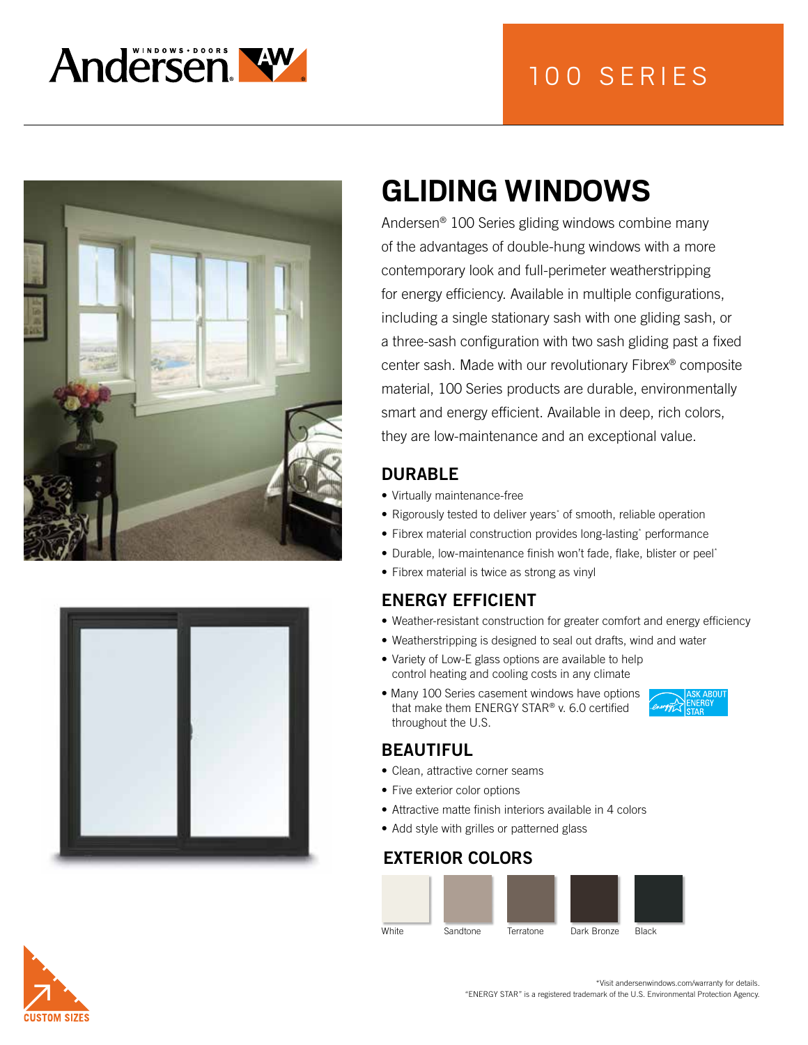Andersen WINDOWS • DOORS

100 SERIES

# GLIDING WINDOWS

Andersen® 100 Series gliding windows combine many of the advantages of double-hung windows with a more contemporary look and full-perimeter weatherstripping for energy efficiency. Available in multiple configurations, including a single stationary sash with one gliding sash, or a three-sash configuration with two sash gliding past a fixed center sash. Made with our revolutionary Fibrex® composite material, 100 Series products are durable, environmentally smart and energy efficient. Available in deep, rich colors, they are low-maintenance and an exceptional value.

## DURABLE

- Virtually maintenance-free
- Rigorously tested to deliver years* of smooth, reliable operation
- Fibrex material construction provides long-lasting* performance
- Durable, low-maintenance finish won't fade, flake, blister or peel*
- Fibrex material is twice as strong as vinyl

## ENERGY EFFICIENT

- Weather-resistant construction for greater comfort and energy efficiency
- Weatherstripping is designed to seal out drafts, wind and water
- Variety of Low-E glass options are available to help control heating and cooling costs in any climate
- Many 100 Series casement windows have options that make them ENERGY STAR® v. 6.0 certified throughout the U.S.

ASK ABOUT ENERGY STAR

## BEAUTIFUL

- Clean, attractive corner seams
- Five exterior color options
- Attractive matte finish interiors available in 4 colors
- Add style with grilles or patterned glass

## EXTERIOR COLORS

White | Sandtone | Terratone | Dark Bronze | Black

CUSTOM SIZES

*Visit andersenwindows.com/warranty for details.
"ENERGY STAR" is a registered trademark of the U.S. Environmental Protection Agency.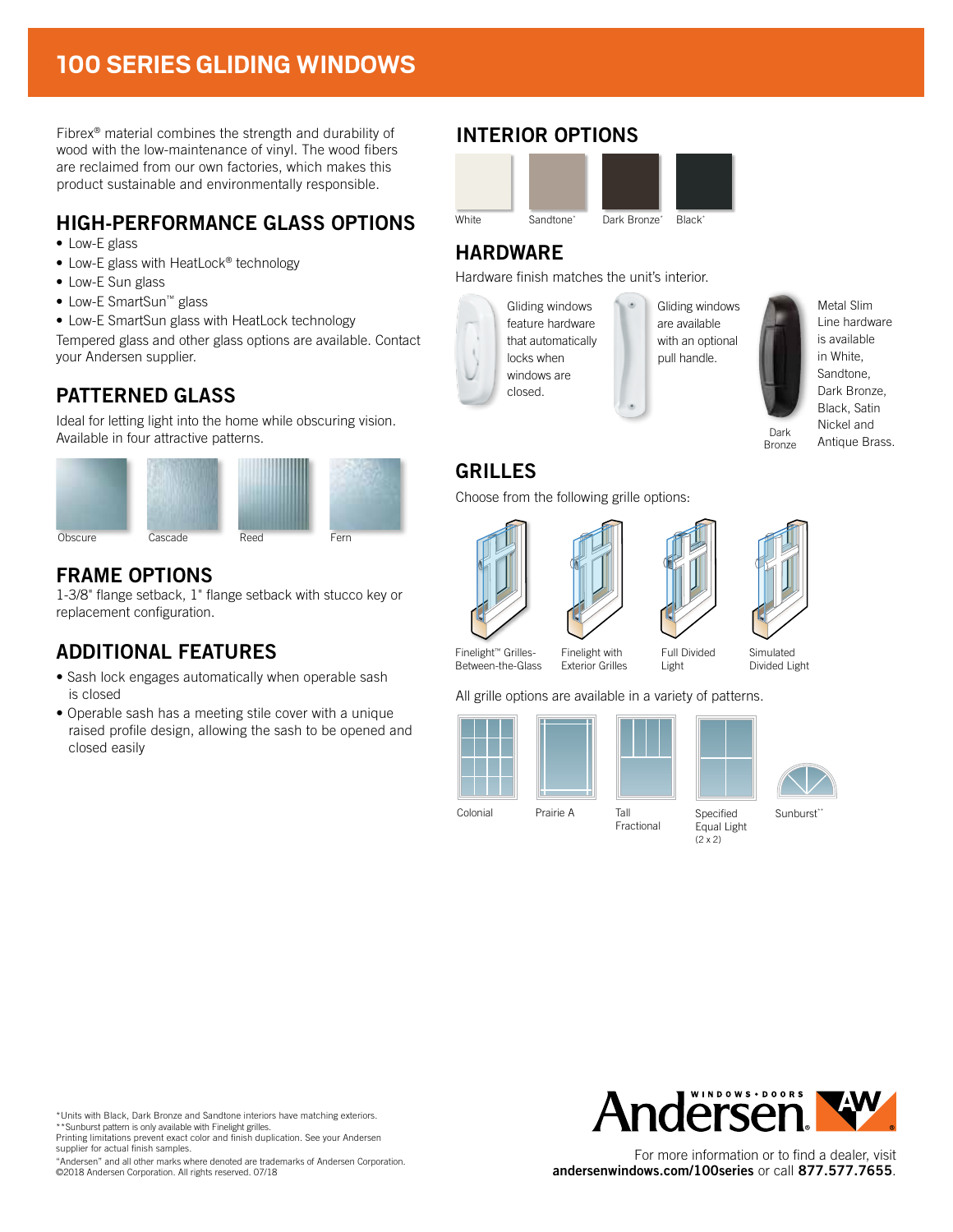# 100 SERIES GLIDING WINDOWS

Fibrex® material combines the strength and durability of wood with the low-maintenance of vinyl. The wood fibers are reclaimed from our own factories, which makes this product sustainable and environmentally responsible.

## HIGH-PERFORMANCE GLASS OPTIONS

- Low-E glass
- Low-E glass with HeatLock® technology
- Low-E Sun glass
- Low-E SmartSun™ glass
- Low-E SmartSun glass with HeatLock technology

Tempered glass and other glass options are available. Contact your Andersen supplier.

## PATTERNED GLASS

Ideal for letting light into the home while obscuring vision. Available in four attractive patterns.

Obscure

Cascade

Reed

Fern

## FRAME OPTIONS

1-3/8" flange setback, 1" flange setback with stucco key or replacement configuration.

## ADDITIONAL FEATURES

- Sash lock engages automatically when operable sash is closed
- Operable sash has a meeting stile cover with a unique raised profile design, allowing the sash to be opened and closed easily

## INTERIOR OPTIONS

White

Sandtone*

Dark Bronze*

Black*

## HARDWARE

Hardware finish matches the unit's interior.

Gliding windows feature hardware that automatically locks when windows are closed.

Gliding windows are available with an optional pull handle.

Dark Bronze

Metal Slim Line hardware is available in White, Sandtone, Dark Bronze, Black, Satin Nickel and Antique Brass.

## GRILLES

Choose from the following grille options:

Finelight™ Grilles-Between-the-Glass

Finelight with Exterior Grilles

Full Divided Light

Simulated Divided Light

All grille options are available in a variety of patterns.

Colonial

Prairie A

Tall Fractional

Specified Equal Light (2 x 2)

Sunburst**

\*Units with Black, Dark Bronze and Sandtone interiors have matching exteriors.
\*\*Sunburst pattern is only available with Finelight grilles.
Printing limitations prevent exact color and finish duplication. See your Andersen supplier for actual finish samples.
"Andersen" and all other marks where denoted are trademarks of Andersen Corporation.
©2018 Andersen Corporation. All rights reserved. 07/18

Andersen WINDOWS • DOORS

For more information or to find a dealer, visit **andersenwindows.com/100series** or call **877.577.7655**.